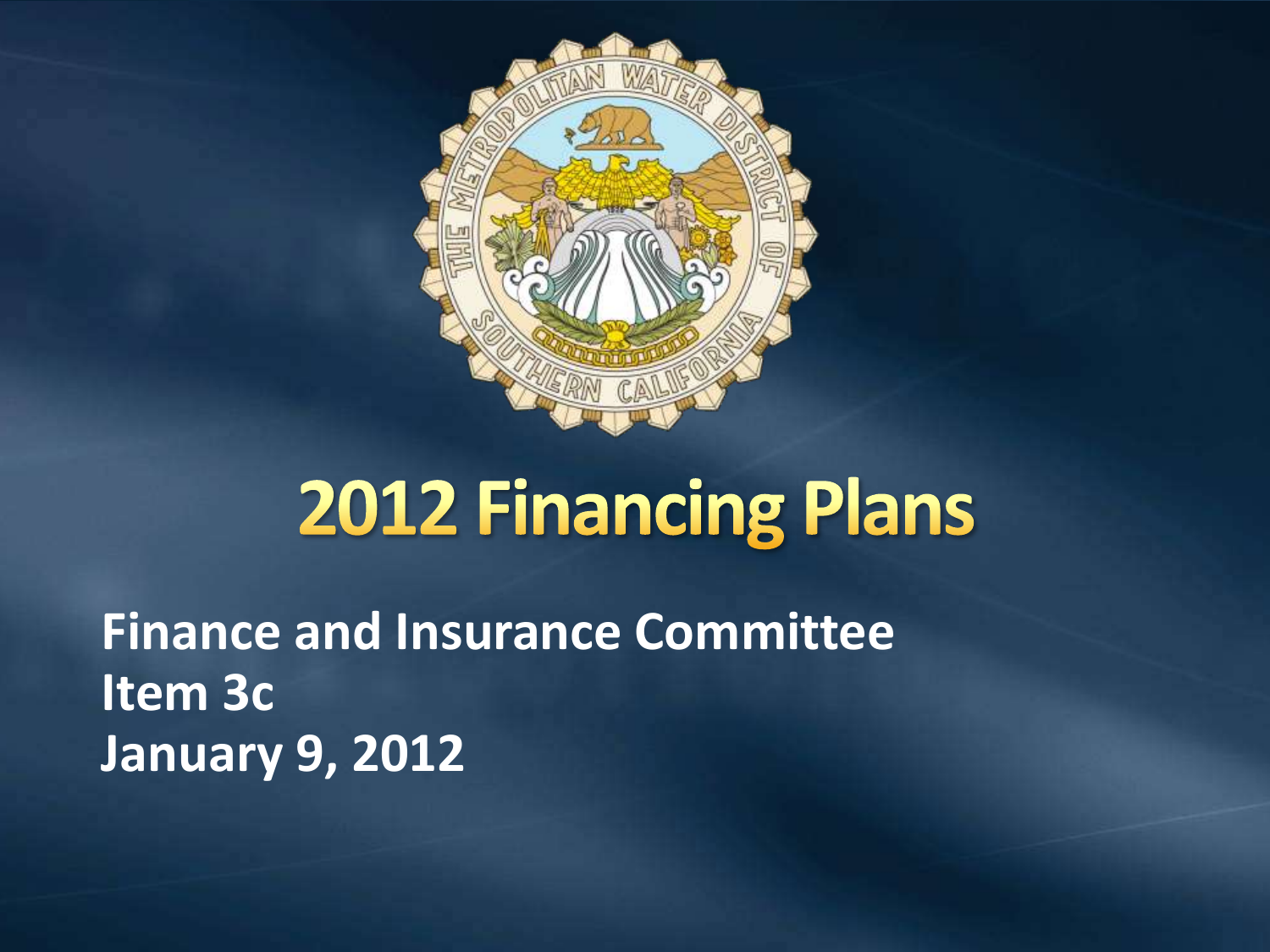# 2012 Financing Plans

**Finance and Insurance Committee**
**Item 3c**
**January 9, 2012**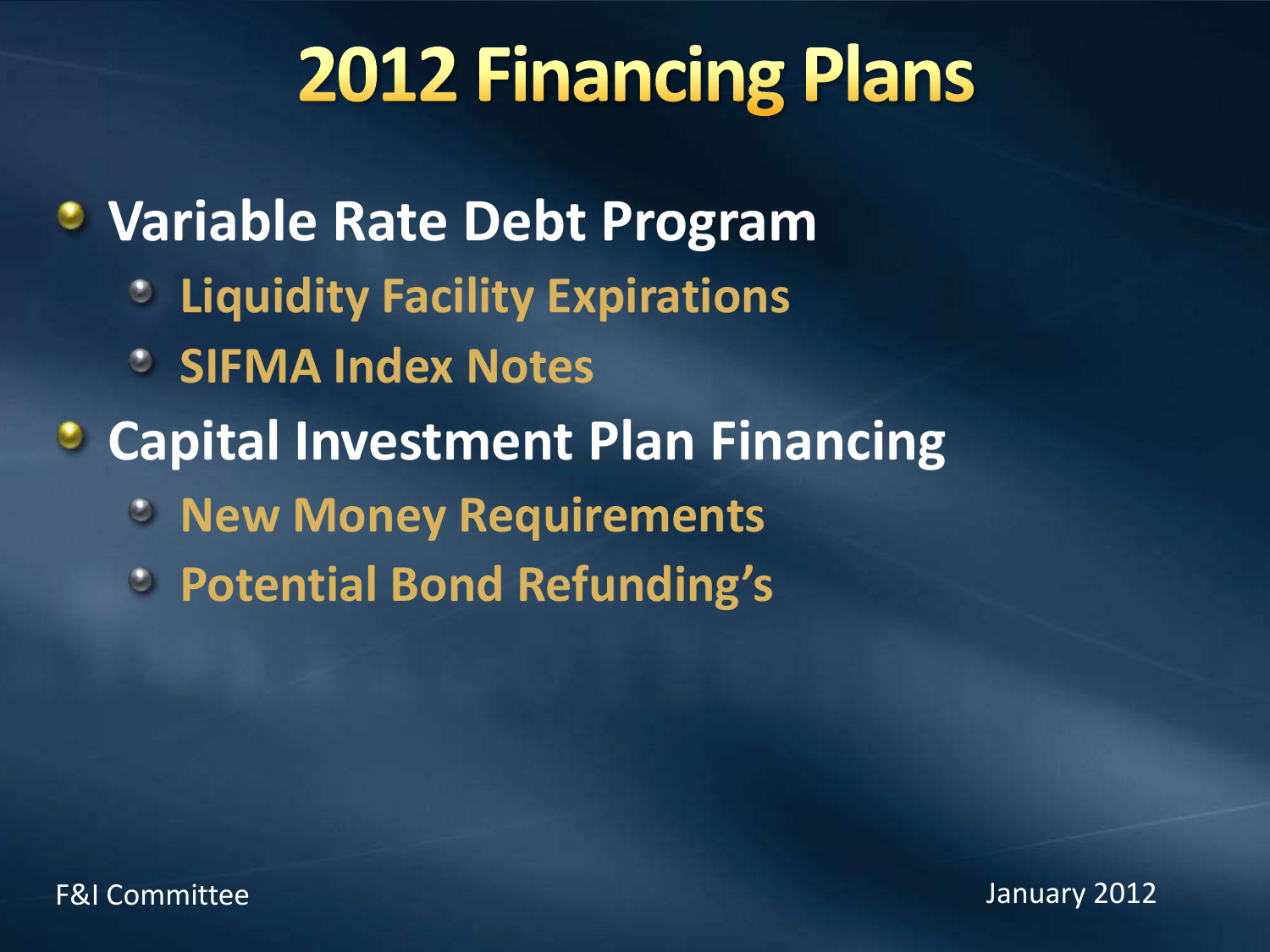# 2012 Financing Plans

- **Variable Rate Debt Program**
  - **Liquidity Facility Expirations**
  - **SIFMA Index Notes**
- **Capital Investment Plan Financing**
  - **New Money Requirements**
  - **Potential Bond Refunding's**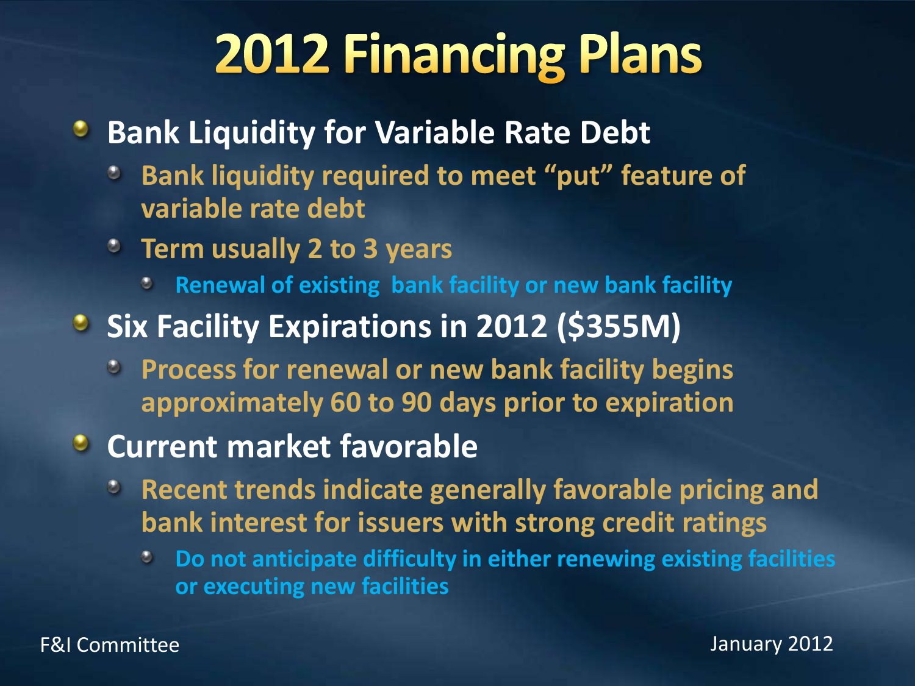# 2012 Financing Plans

- **Bank Liquidity for Variable Rate Debt**
  - Bank liquidity required to meet "put" feature of variable rate debt
  - Term usually 2 to 3 years
    - Renewal of existing bank facility or new bank facility
- **Six Facility Expirations in 2012 ($355M)**
  - Process for renewal or new bank facility begins approximately 60 to 90 days prior to expiration
- **Current market favorable**
  - Recent trends indicate generally favorable pricing and bank interest for issuers with strong credit ratings
    - Do not anticipate difficulty in either renewing existing facilities or executing new facilities

F&I Committee

January 2012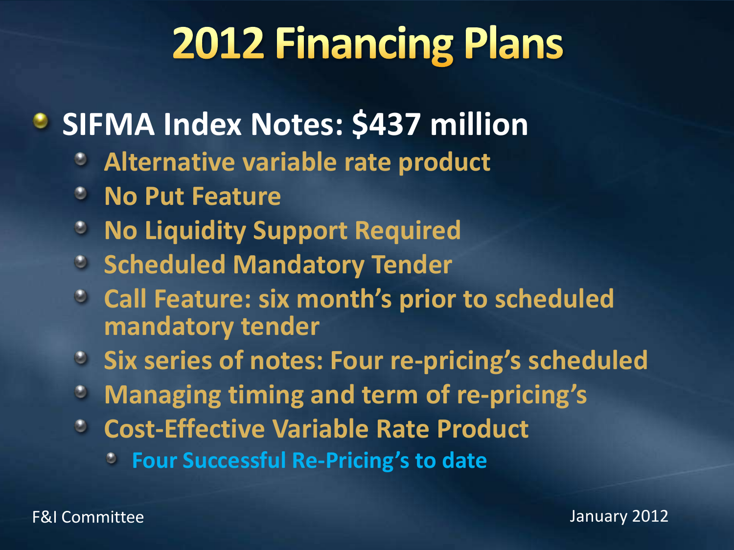# 2012 Financing Plans

- **SIFMA Index Notes: $437 million**
  - **Alternative variable rate product**
  - **No Put Feature**
  - **No Liquidity Support Required**
  - **Scheduled Mandatory Tender**
  - **Call Feature: six month's prior to scheduled mandatory tender**
  - **Six series of notes: Four re-pricing's scheduled**
  - **Managing timing and term of re-pricing's**
  - **Cost-Effective Variable Rate Product**
    - **Four Successful Re-Pricing's to date**

F&I Committee

January 2012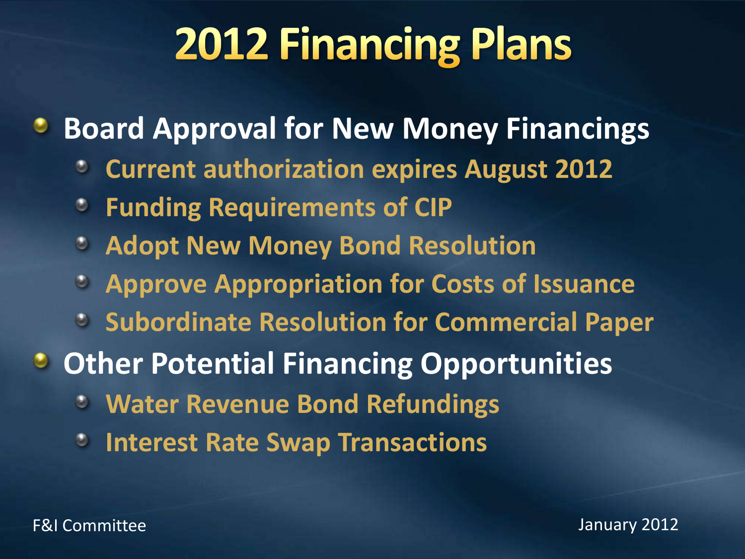# 2012 Financing Plans

- **Board Approval for New Money Financings**
  - Current authorization expires August 2012
  - Funding Requirements of CIP
  - Adopt New Money Bond Resolution
  - Approve Appropriation for Costs of Issuance
  - Subordinate Resolution for Commercial Paper
- **Other Potential Financing Opportunities**
  - Water Revenue Bond Refundings
  - Interest Rate Swap Transactions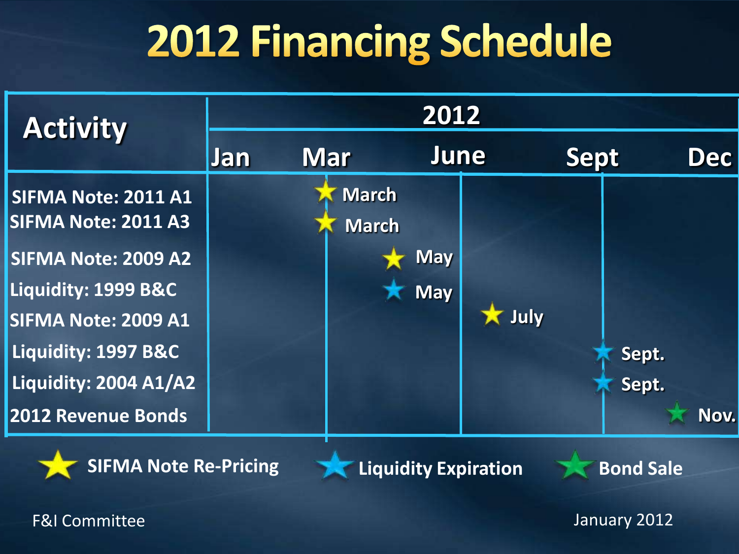# 2012 Financing Schedule

| Activity | 2012 |
| --- | --- |
| SIFMA Note: 2011 A1 | March |
| SIFMA Note: 2011 A3 | March |
| SIFMA Note: 2009 A2 | May |
| Liquidity: 1999 B&C | May |
| SIFMA Note: 2009 A1 | July |
| Liquidity: 1997 B&C | Sept. |
| Liquidity: 2004 A1/A2 | Sept. |
| 2012 Revenue Bonds | Nov. |

Timeline columns: Jan, Mar, June, Sept, Dec

Legend: SIFMA Note Re-Pricing (yellow star) — Liquidity Expiration (blue star) — Bond Sale (green star)

Markers: SIFMA Note: 2011 A1 (yellow); SIFMA Note: 2011 A3 (yellow); SIFMA Note: 2009 A2 (yellow); Liquidity: 1999 B&C (blue); SIFMA Note: 2009 A1 (yellow); Liquidity: 1997 B&C (blue); Liquidity: 2004 A1/A2 (blue); 2012 Revenue Bonds (green)

F&I Committee

January 2012